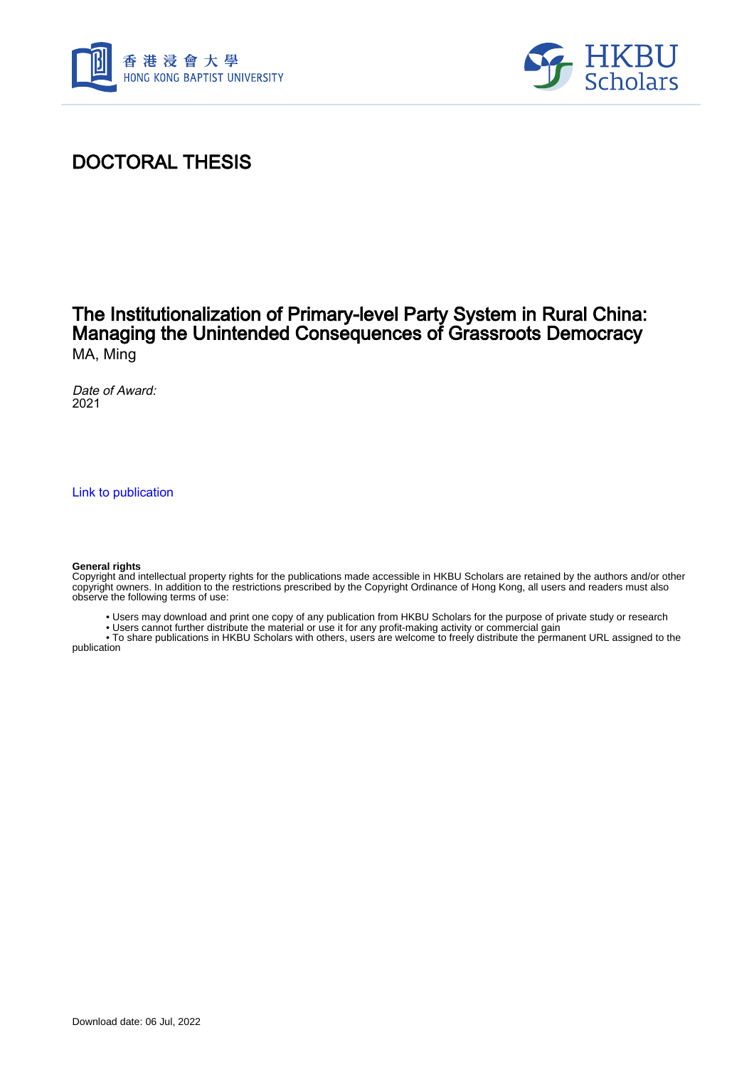# DOCTORAL THESIS

## The Institutionalization of Primary-level Party System in Rural China: Managing the Unintended Consequences of Grassroots Democracy

MA, Ming

*Date of Award:*
2021

Link to publication

**General rights**
Copyright and intellectual property rights for the publications made accessible in HKBU Scholars are retained by the authors and/or other copyright owners. In addition to the restrictions prescribed by the Copyright Ordinance of Hong Kong, all users and readers must also observe the following terms of use:

- Users may download and print one copy of any publication from HKBU Scholars for the purpose of private study or research
- Users cannot further distribute the material or use it for any profit-making activity or commercial gain
- To share publications in HKBU Scholars with others, users are welcome to freely distribute the permanent URL assigned to the publication

Download date: 06 Jul, 2022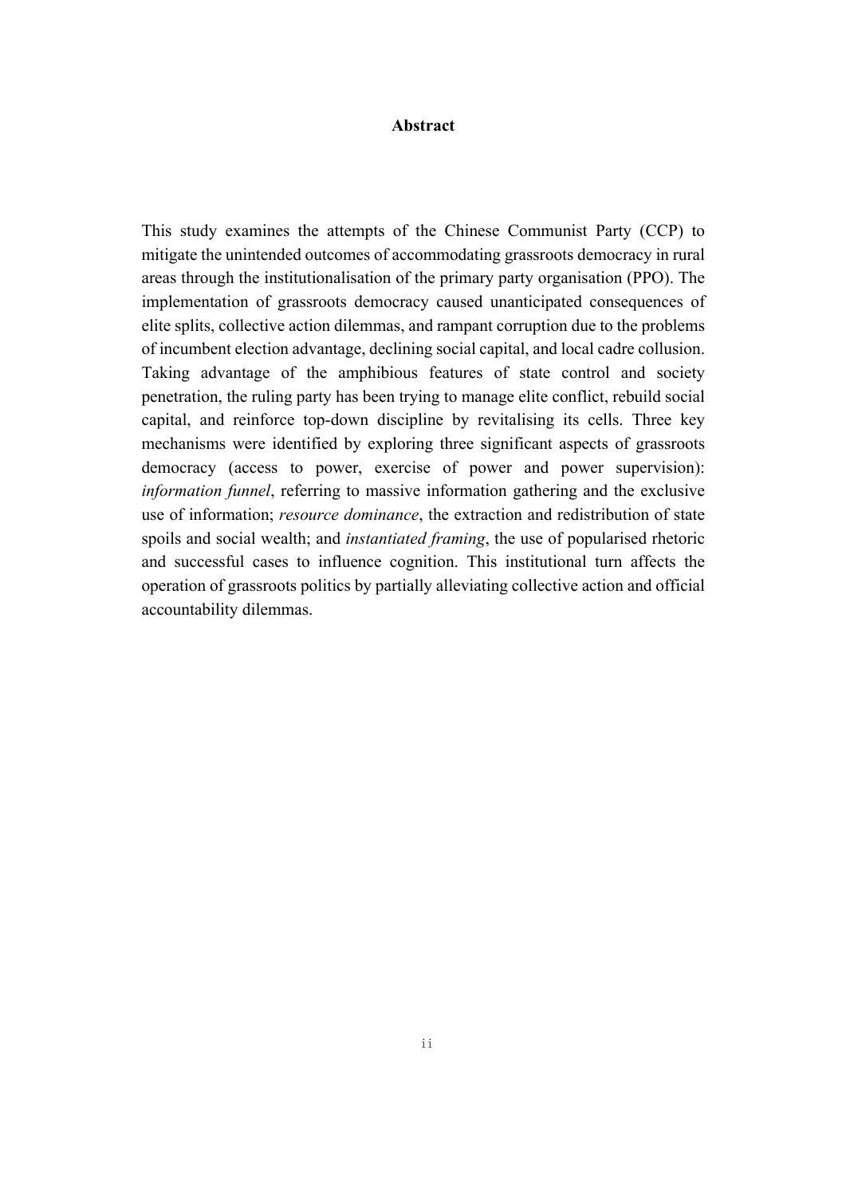# Abstract

This study examines the attempts of the Chinese Communist Party (CCP) to mitigate the unintended outcomes of accommodating grassroots democracy in rural areas through the institutionalisation of the primary party organisation (PPO). The implementation of grassroots democracy caused unanticipated consequences of elite splits, collective action dilemmas, and rampant corruption due to the problems of incumbent election advantage, declining social capital, and local cadre collusion. Taking advantage of the amphibious features of state control and society penetration, the ruling party has been trying to manage elite conflict, rebuild social capital, and reinforce top-down discipline by revitalising its cells. Three key mechanisms were identified by exploring three significant aspects of grassroots democracy (access to power, exercise of power and power supervision): *information funnel*, referring to massive information gathering and the exclusive use of information; *resource dominance*, the extraction and redistribution of state spoils and social wealth; and *instantiated framing*, the use of popularised rhetoric and successful cases to influence cognition. This institutional turn affects the operation of grassroots politics by partially alleviating collective action and official accountability dilemmas.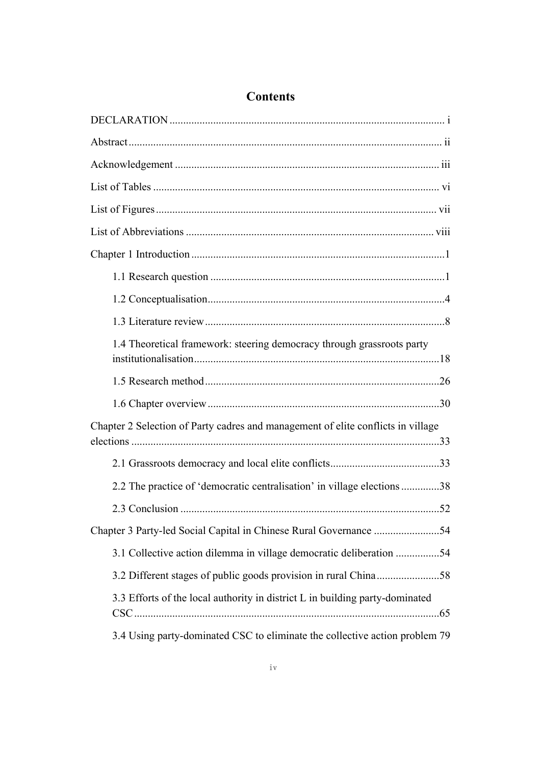# Contents

DECLARATION .................................................................................................. i

Abstract ........................................................................................................... ii

Acknowledgement .......................................................................................... iii

List of Tables .................................................................................................. vi

List of Figures ................................................................................................ vii

List of Abbreviations ..................................................................................... viii

Chapter 1 Introduction ...................................................................................... 1

- 1.1 Research question ..................................................................................... 1
- 1.2 Conceptualisation ...................................................................................... 4
- 1.3 Literature review ....................................................................................... 8
- 1.4 Theoretical framework: steering democracy through grassroots party institutionalisation ......................................................................................... 18
- 1.5 Research method ..................................................................................... 26
- 1.6 Chapter overview .................................................................................... 30

Chapter 2 Selection of Party cadres and management of elite conflicts in village elections ............................................................................................................ 33

- 2.1 Grassroots democracy and local elite conflicts ........................................ 33
- 2.2 The practice of 'democratic centralisation' in village elections ............. 38
- 2.3 Conclusion .............................................................................................. 52

Chapter 3 Party-led Social Capital in Chinese Rural Governance ........................ 54

- 3.1 Collective action dilemma in village democratic deliberation ................ 54
- 3.2 Different stages of public goods provision in rural China ....................... 58
- 3.3 Efforts of the local authority in district L in building party-dominated CSC ................................................................................................................. 65
- 3.4 Using party-dominated CSC to eliminate the collective action problem 79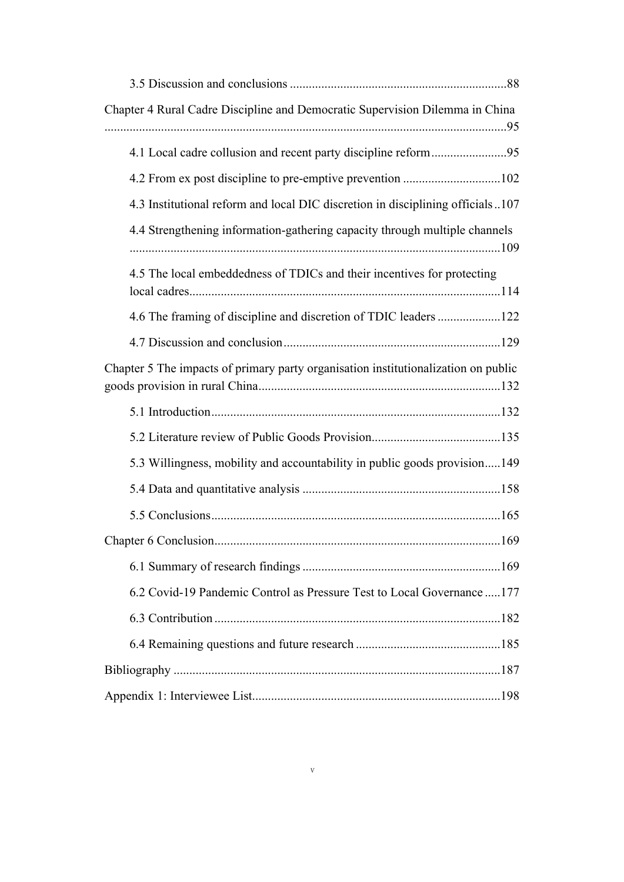3.5 Discussion and conclusions ....................................................................88

Chapter 4 Rural Cadre Discipline and Democratic Supervision Dilemma in China ...............................................................................................................................95

4.1 Local cadre collusion and recent party discipline reform........................95

4.2 From ex post discipline to pre-emptive prevention ...............................102

4.3 Institutional reform and local DIC discretion in disciplining officials..107

4.4 Strengthening information-gathering capacity through multiple channels .....................................................................................................................109

4.5 The local embeddedness of TDICs and their incentives for protecting local cadres..................................................................................................114

4.6 The framing of discipline and discretion of TDIC leaders ....................122

4.7 Discussion and conclusion....................................................................129

Chapter 5 The impacts of primary party organisation institutionalization on public goods provision in rural China............................................................................132

5.1 Introduction...........................................................................................132

5.2 Literature review of Public Goods Provision.........................................135

5.3 Willingness, mobility and accountability in public goods provision.....149

5.4 Data and quantitative analysis ...............................................................158

5.5 Conclusions...........................................................................................165

Chapter 6 Conclusion..........................................................................................169

6.1 Summary of research findings ..............................................................169

6.2 Covid-19 Pandemic Control as Pressure Test to Local Governance .....177

6.3 Contribution ..........................................................................................182

6.4 Remaining questions and future research .............................................185

Bibliography .......................................................................................................187

Appendix 1: Interviewee List..............................................................................198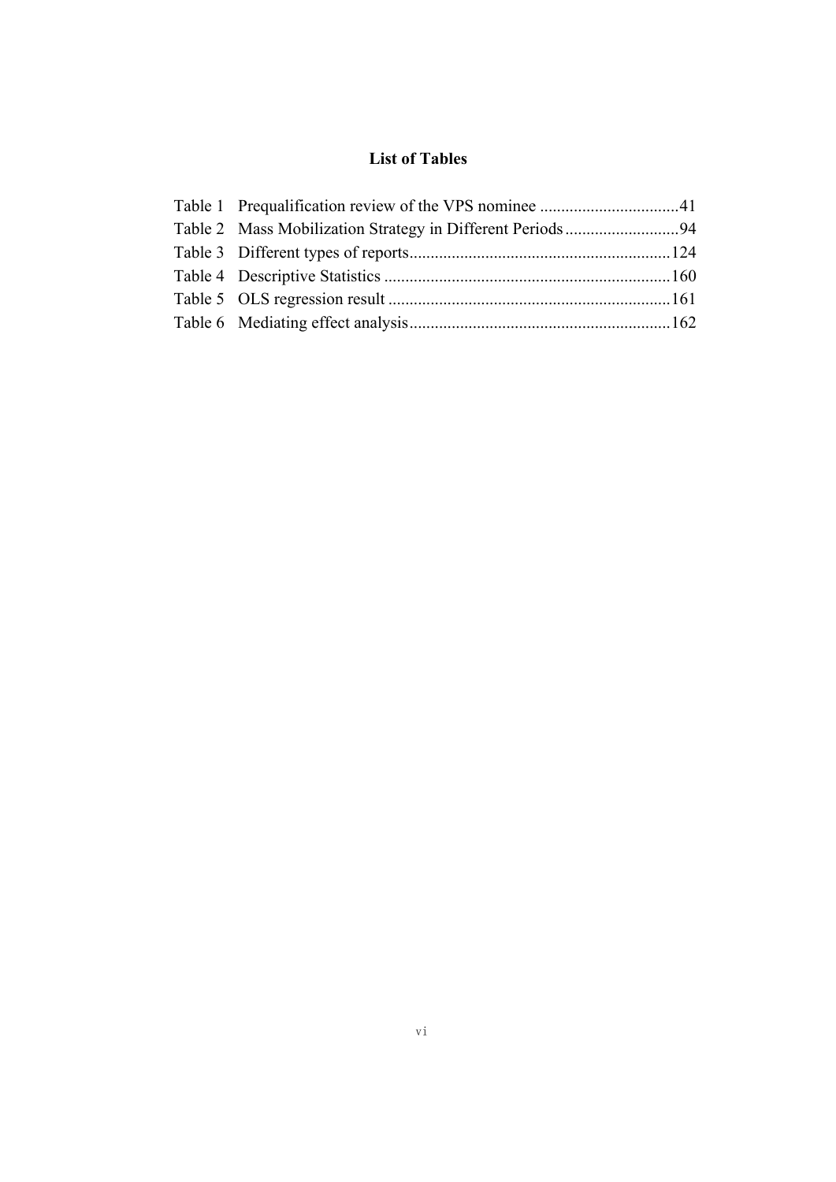# List of Tables

Table 1 Prequalification review of the VPS nominee ................................41
Table 2 Mass Mobilization Strategy in Different Periods ..........................94
Table 3 Different types of reports............................................................124
Table 4 Descriptive Statistics ..................................................................160
Table 5 OLS regression result .................................................................161
Table 6 Mediating effect analysis............................................................162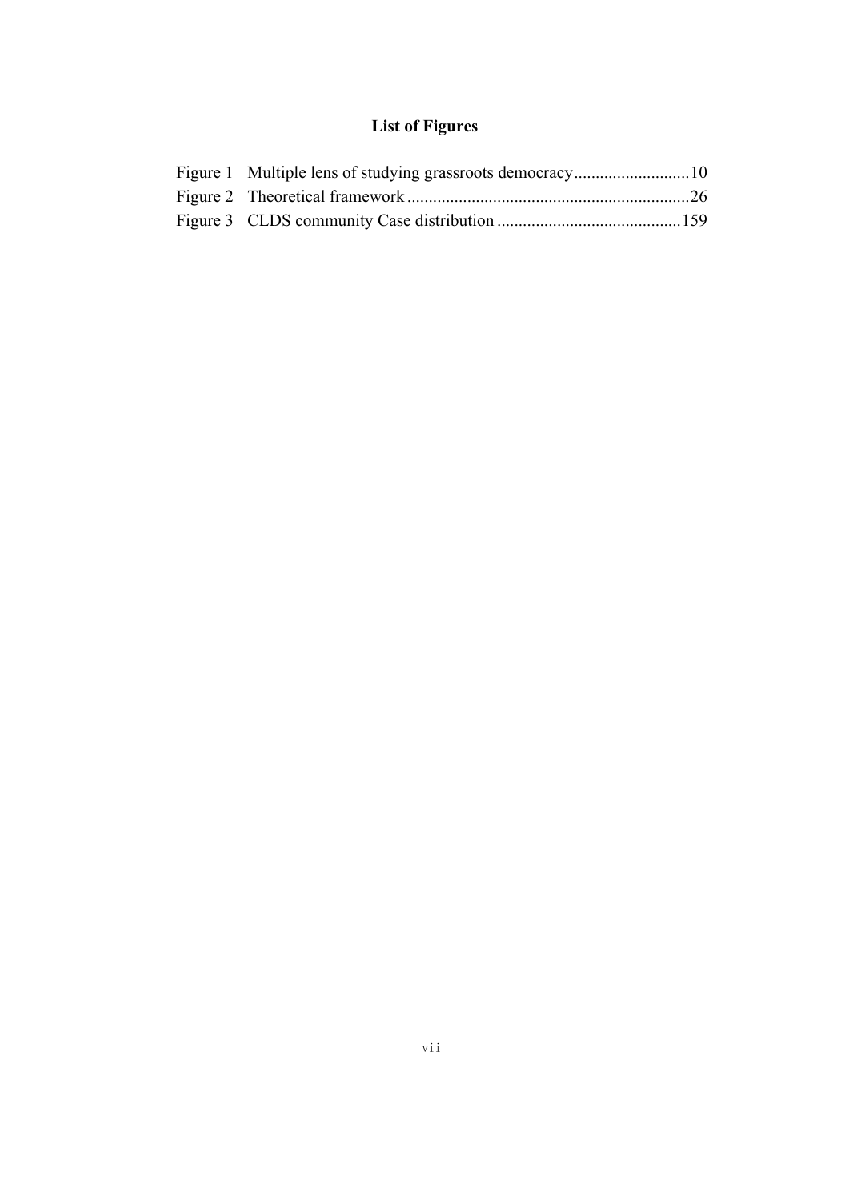# List of Figures

Figure 1 Multiple lens of studying grassroots democracy...........................10
Figure 2 Theoretical framework..................................................................26
Figure 3 CLDS community Case distribution...........................................159